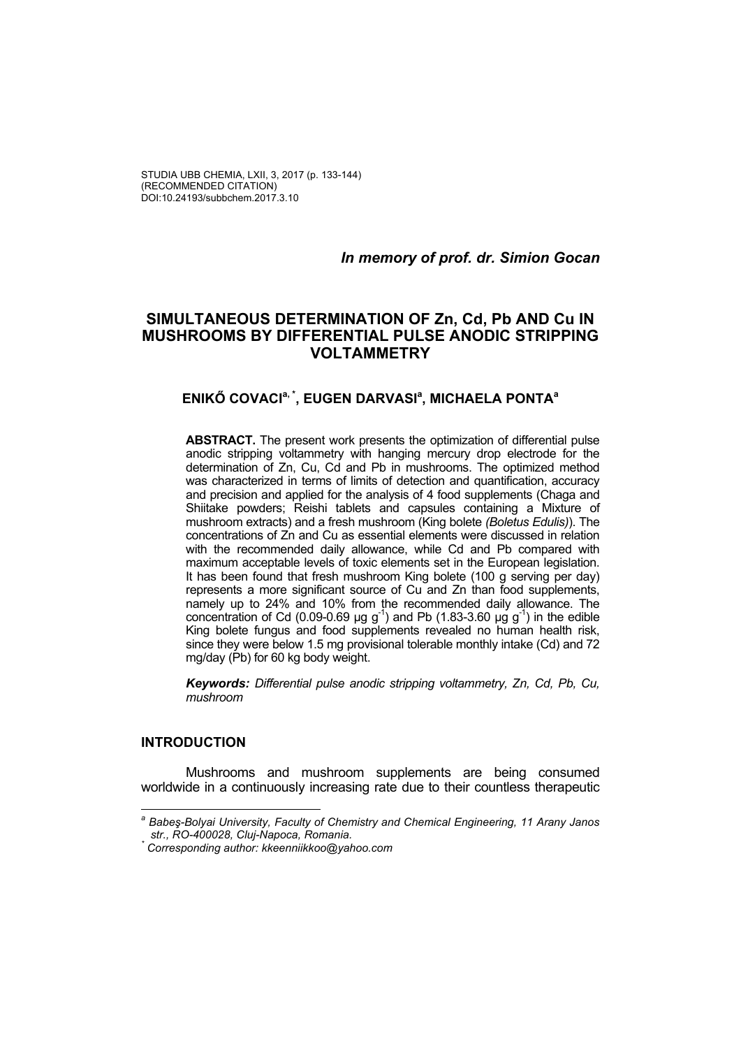STUDIA UBB CHEMIA, LXII, 3, 2017 (p. 133-144)
(RECOMMENDED CITATION)
DOI:10.24193/subbchem.2017.3.10

***In memory of prof. dr. Simion Gocan***

# SIMULTANEOUS DETERMINATION OF Zn, Cd, Pb AND Cu IN MUSHROOMS BY DIFFERENTIAL PULSE ANODIC STRIPPING VOLTAMMETRY

**ENIKŐ COVACI[a, *], EUGEN DARVASI[a], MICHAELA PONTA[a]**

**ABSTRACT.** The present work presents the optimization of differential pulse anodic stripping voltammetry with hanging mercury drop electrode for the determination of Zn, Cu, Cd and Pb in mushrooms. The optimized method was characterized in terms of limits of detection and quantification, accuracy and precision and applied for the analysis of 4 food supplements (Chaga and Shiitake powders; Reishi tablets and capsules containing a Mixture of mushroom extracts) and a fresh mushroom (King bolete *(Boletus Edulis)*). The concentrations of Zn and Cu as essential elements were discussed in relation with the recommended daily allowance, while Cd and Pb compared with maximum acceptable levels of toxic elements set in the European legislation. It has been found that fresh mushroom King bolete (100 g serving per day) represents a more significant source of Cu and Zn than food supplements, namely up to 24% and 10% from the recommended daily allowance. The concentration of Cd (0.09-0.69 μg $g^{-1}$) and Pb (1.83-3.60 μg $g^{-1}$) in the edible King bolete fungus and food supplements revealed no human health risk, since they were below 1.5 mg provisional tolerable monthly intake (Cd) and 72 mg/day (Pb) for 60 kg body weight.

***Keywords:*** *Differential pulse anodic stripping voltammetry, Zn, Cd, Pb, Cu, mushroom*

## INTRODUCTION

Mushrooms and mushroom supplements are being consumed worldwide in a continuously increasing rate due to their countless therapeutic

---

[a] *Babeş-Bolyai University, Faculty of Chemistry and Chemical Engineering, 11 Arany Janos str., RO-400028, Cluj-Napoca, Romania.*
[*] *Corresponding author: kkeenniikkoo@yahoo.com*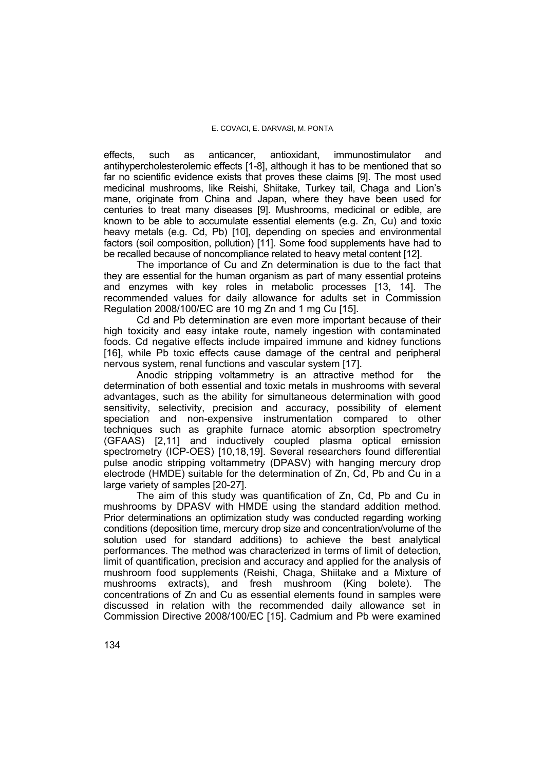effects, such as anticancer, antioxidant, immunostimulator and antihypercholesterolemic effects [1-8], although it has to be mentioned that so far no scientific evidence exists that proves these claims [9]. The most used medicinal mushrooms, like Reishi, Shiitake, Turkey tail, Chaga and Lion's mane, originate from China and Japan, where they have been used for centuries to treat many diseases [9]. Mushrooms, medicinal or edible, are known to be able to accumulate essential elements (e.g. Zn, Cu) and toxic heavy metals (e.g. Cd, Pb) [10], depending on species and environmental factors (soil composition, pollution) [11]. Some food supplements have had to be recalled because of noncompliance related to heavy metal content [12].

The importance of Cu and Zn determination is due to the fact that they are essential for the human organism as part of many essential proteins and enzymes with key roles in metabolic processes [13, 14]. The recommended values for daily allowance for adults set in Commission Regulation 2008/100/EC are 10 mg Zn and 1 mg Cu [15].

Cd and Pb determination are even more important because of their high toxicity and easy intake route, namely ingestion with contaminated foods. Cd negative effects include impaired immune and kidney functions [16], while Pb toxic effects cause damage of the central and peripheral nervous system, renal functions and vascular system [17].

Anodic stripping voltammetry is an attractive method for the determination of both essential and toxic metals in mushrooms with several advantages, such as the ability for simultaneous determination with good sensitivity, selectivity, precision and accuracy, possibility of element speciation and non-expensive instrumentation compared to other techniques such as graphite furnace atomic absorption spectrometry (GFAAS) [2,11] and inductively coupled plasma optical emission spectrometry (ICP-OES) [10,18,19]. Several researchers found differential pulse anodic stripping voltammetry (DPASV) with hanging mercury drop electrode (HMDE) suitable for the determination of Zn, Cd, Pb and Cu in a large variety of samples [20-27].

The aim of this study was quantification of Zn, Cd, Pb and Cu in mushrooms by DPASV with HMDE using the standard addition method. Prior determinations an optimization study was conducted regarding working conditions (deposition time, mercury drop size and concentration/volume of the solution used for standard additions) to achieve the best analytical performances. The method was characterized in terms of limit of detection, limit of quantification, precision and accuracy and applied for the analysis of mushroom food supplements (Reishi, Chaga, Shiitake and a Mixture of mushrooms extracts), and fresh mushroom (King bolete). The concentrations of Zn and Cu as essential elements found in samples were discussed in relation with the recommended daily allowance set in Commission Directive 2008/100/EC [15]. Cadmium and Pb were examined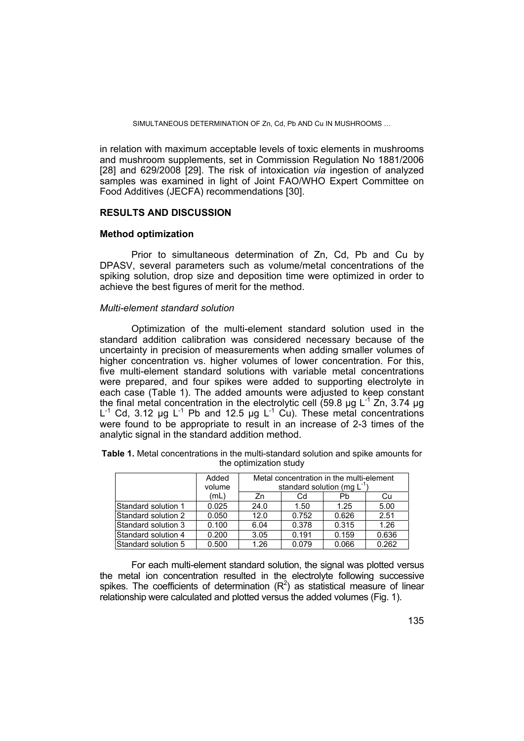in relation with maximum acceptable levels of toxic elements in mushrooms and mushroom supplements, set in Commission Regulation No 1881/2006 [28] and 629/2008 [29]. The risk of intoxication *via* ingestion of analyzed samples was examined in light of Joint FAO/WHO Expert Committee on Food Additives (JECFA) recommendations [30].

## RESULTS AND DISCUSSION

### Method optimization

Prior to simultaneous determination of Zn, Cd, Pb and Cu by DPASV, several parameters such as volume/metal concentrations of the spiking solution, drop size and deposition time were optimized in order to achieve the best figures of merit for the method.

#### *Multi-element standard solution*

Optimization of the multi-element standard solution used in the standard addition calibration was considered necessary because of the uncertainty in precision of measurements when adding smaller volumes of higher concentration vs. higher volumes of lower concentration. For this, five multi-element standard solutions with variable metal concentrations were prepared, and four spikes were added to supporting electrolyte in each case (Table 1). The added amounts were adjusted to keep constant the final metal concentration in the electrolytic cell (59.8 µg $L^{-1}$ Zn, 3.74 µg $L^{-1}$ Cd, 3.12 µg $L^{-1}$ Pb and 12.5 µg $L^{-1}$ Cu). These metal concentrations were found to be appropriate to result in an increase of 2-3 times of the analytic signal in the standard addition method.

**Table 1.** Metal concentrations in the multi-standard solution and spike amounts for the optimization study

| | Added volume (mL) | Metal concentration in the multi-element standard solution (mg $L^{-1}$) | | | |
|---|---|---|---|---|---|
| | | Zn | Cd | Pb | Cu |
| Standard solution 1 | 0.025 | 24.0 | 1.50 | 1.25 | 5.00 |
| Standard solution 2 | 0.050 | 12.0 | 0.752 | 0.626 | 2.51 |
| Standard solution 3 | 0.100 | 6.04 | 0.378 | 0.315 | 1.26 |
| Standard solution 4 | 0.200 | 3.05 | 0.191 | 0.159 | 0.636 |
| Standard solution 5 | 0.500 | 1.26 | 0.079 | 0.066 | 0.262 |

For each multi-element standard solution, the signal was plotted versus the metal ion concentration resulted in the electrolyte following successive spikes. The coefficients of determination ($R^2$) as statistical measure of linear relationship were calculated and plotted versus the added volumes (Fig. 1).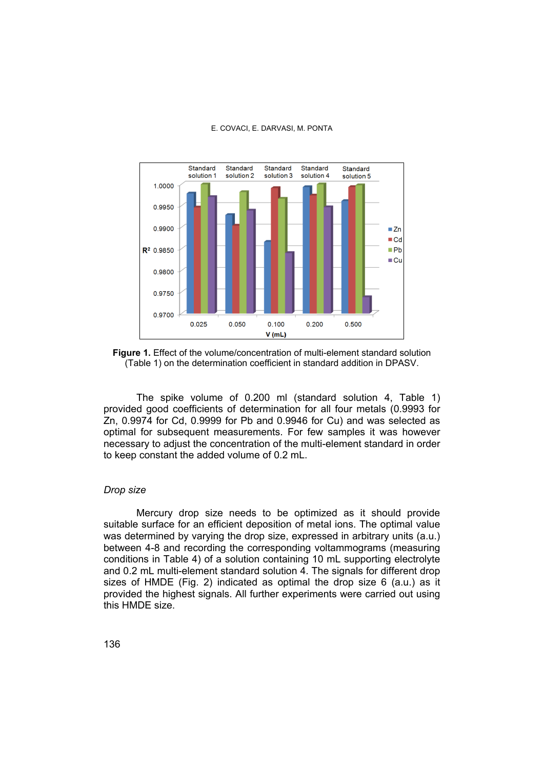**Figure 1.** Effect of the volume/concentration of multi-element standard solution (Table 1) on the determination coefficient in standard addition in DPASV.

The spike volume of 0.200 ml (standard solution 4, Table 1) provided good coefficients of determination for all four metals (0.9993 for Zn, 0.9974 for Cd, 0.9999 for Pb and 0.9946 for Cu) and was selected as optimal for subsequent measurements. For few samples it was however necessary to adjust the concentration of the multi-element standard in order to keep constant the added volume of 0.2 mL.

*Drop size*

Mercury drop size needs to be optimized as it should provide suitable surface for an efficient deposition of metal ions. The optimal value was determined by varying the drop size, expressed in arbitrary units (a.u.) between 4-8 and recording the corresponding voltammograms (measuring conditions in Table 4) of a solution containing 10 mL supporting electrolyte and 0.2 mL multi-element standard solution 4. The signals for different drop sizes of HMDE (Fig. 2) indicated as optimal the drop size 6 (a.u.) as it provided the highest signals. All further experiments were carried out using this HMDE size.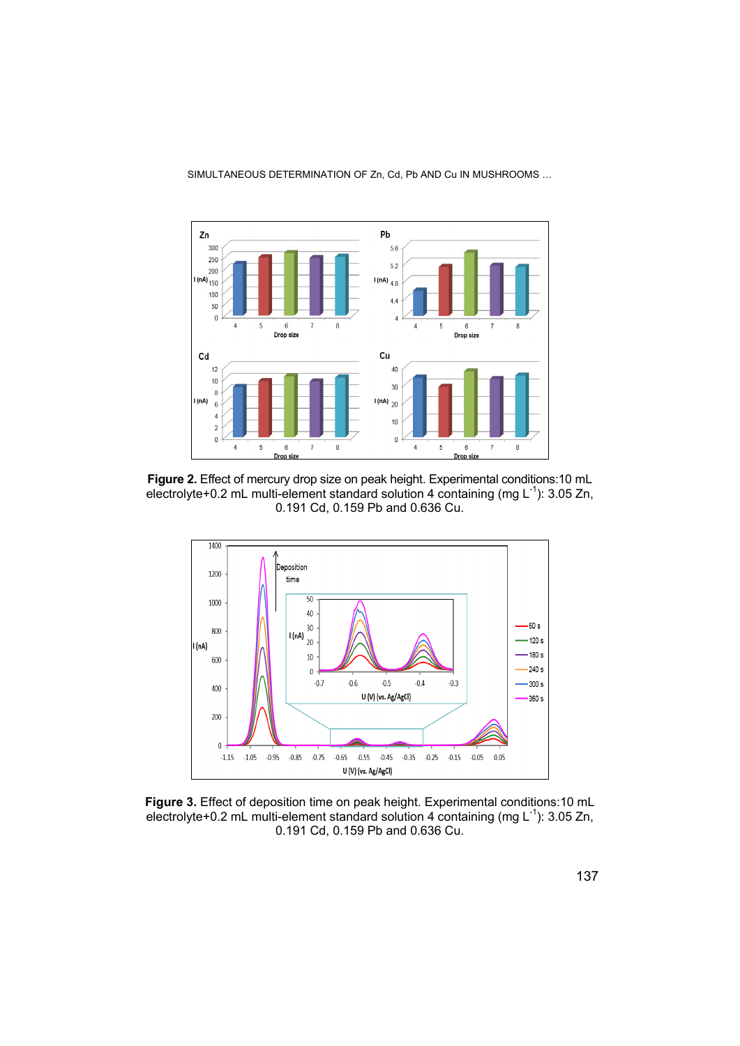**Figure 2.** Effect of mercury drop size on peak height. Experimental conditions:10 mL electrolyte+0.2 mL multi-element standard solution 4 containing (mg L$^{-1}$): 3.05 Zn, 0.191 Cd, 0.159 Pb and 0.636 Cu.

**Figure 3.** Effect of deposition time on peak height. Experimental conditions:10 mL electrolyte+0.2 mL multi-element standard solution 4 containing (mg L$^{-1}$): 3.05 Zn, 0.191 Cd, 0.159 Pb and 0.636 Cu.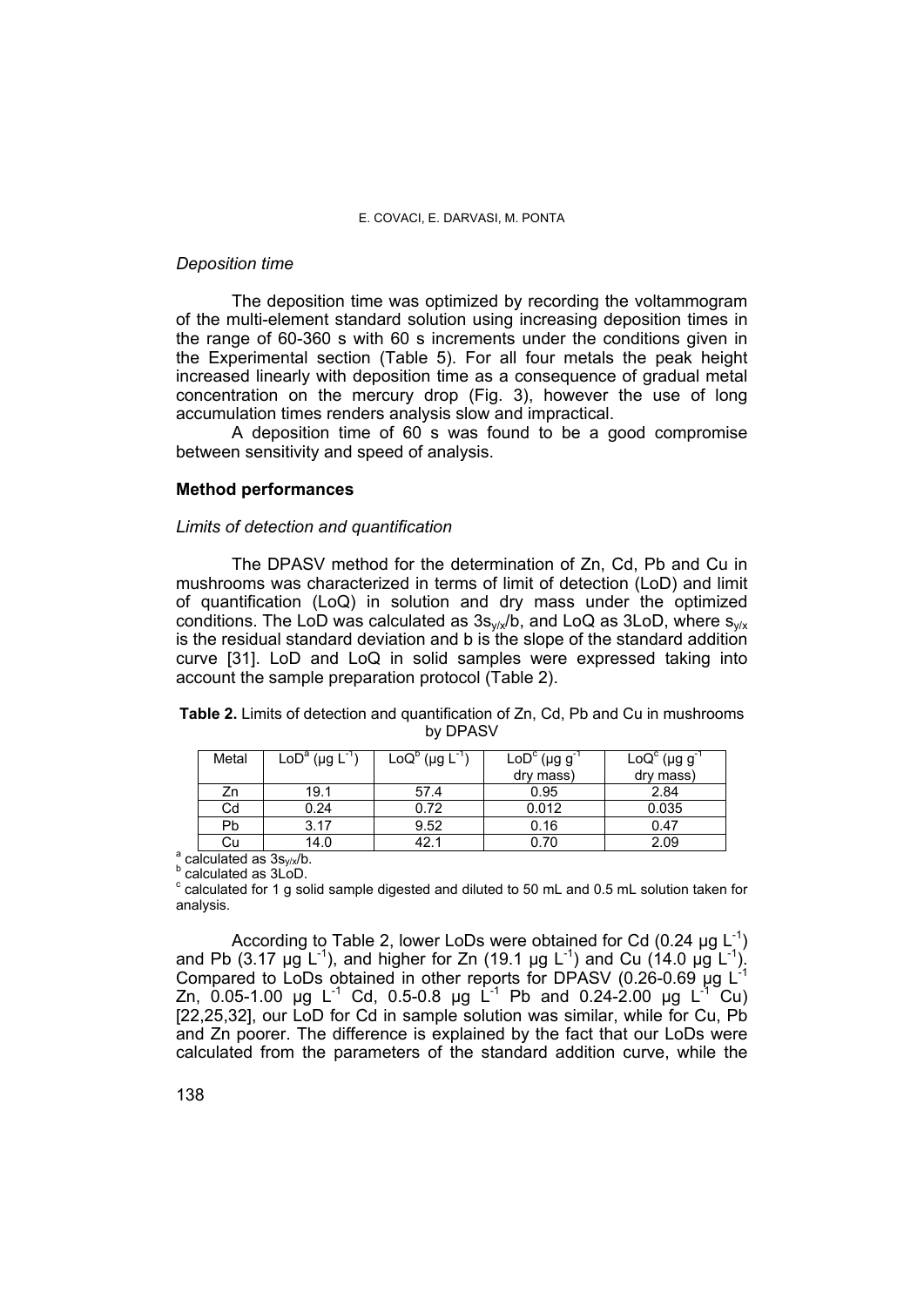*Deposition time*

The deposition time was optimized by recording the voltammogram of the multi-element standard solution using increasing deposition times in the range of 60-360 s with 60 s increments under the conditions given in the Experimental section (Table 5). For all four metals the peak height increased linearly with deposition time as a consequence of gradual metal concentration on the mercury drop (Fig. 3), however the use of long accumulation times renders analysis slow and impractical.

A deposition time of 60 s was found to be a good compromise between sensitivity and speed of analysis.

## Method performances

*Limits of detection and quantification*

The DPASV method for the determination of Zn, Cd, Pb and Cu in mushrooms was characterized in terms of limit of detection (LoD) and limit of quantification (LoQ) in solution and dry mass under the optimized conditions. The LoD was calculated as $3s_{y/x}/b$, and LoQ as 3LoD, where $s_{y/x}$ is the residual standard deviation and b is the slope of the standard addition curve [31]. LoD and LoQ in solid samples were expressed taking into account the sample preparation protocol (Table 2).

**Table 2.** Limits of detection and quantification of Zn, Cd, Pb and Cu in mushrooms by DPASV

| Metal | LoD[a] (μg $L^{-1}$) | LoQ[b] (μg $L^{-1}$) | LoD[c] (μg $g^{-1}$ dry mass) | LoQ[c] (μg $g^{-1}$ dry mass) |
|---|---|---|---|---|
| Zn | 19.1 | 57.4 | 0.95 | 2.84 |
| Cd | 0.24 | 0.72 | 0.012 | 0.035 |
| Pb | 3.17 | 9.52 | 0.16 | 0.47 |
| Cu | 14.0 | 42.1 | 0.70 | 2.09 |

[a] calculated as $3s_{y/x}/b$.
[b] calculated as 3LoD.
[c] calculated for 1 g solid sample digested and diluted to 50 mL and 0.5 mL solution taken for analysis.

According to Table 2, lower LoDs were obtained for Cd (0.24 μg $L^{-1}$) and Pb (3.17 μg $L^{-1}$), and higher for Zn (19.1 μg $L^{-1}$) and Cu (14.0 μg $L^{-1}$). Compared to LoDs obtained in other reports for DPASV (0.26-0.69 μg $L^{-1}$ Zn, 0.05-1.00 μg $L^{-1}$ Cd, 0.5-0.8 μg $L^{-1}$ Pb and 0.24-2.00 μg $L^{-1}$ Cu) [22,25,32], our LoD for Cd in sample solution was similar, while for Cu, Pb and Zn poorer. The difference is explained by the fact that our LoDs were calculated from the parameters of the standard addition curve, while the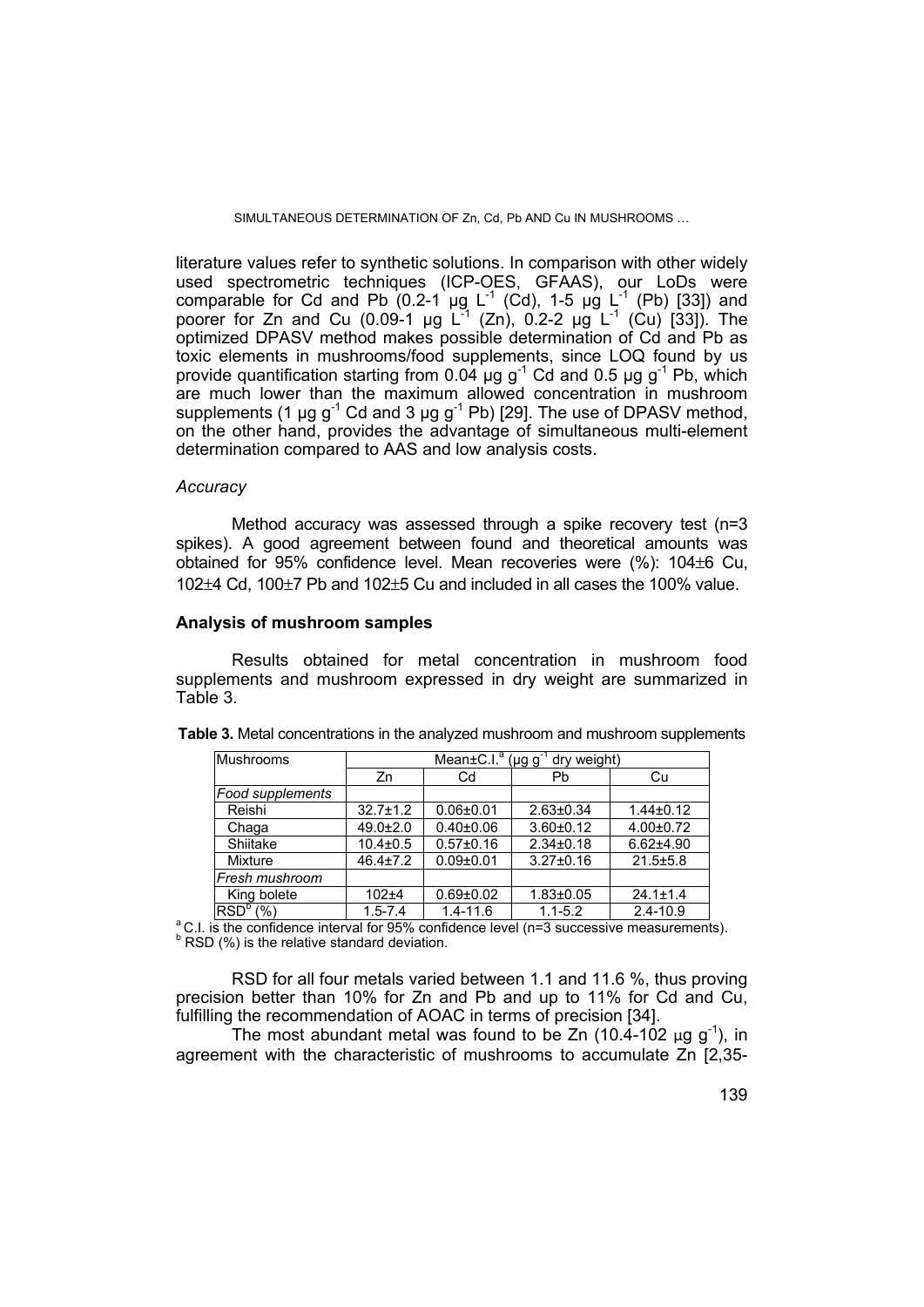literature values refer to synthetic solutions. In comparison with other widely used spectrometric techniques (ICP-OES, GFAAS), our LoDs were comparable for Cd and Pb (0.2-1 μg $L^{-1}$ (Cd), 1-5 μg $L^{-1}$ (Pb) [33]) and poorer for Zn and Cu (0.09-1 μg $L^{-1}$ (Zn), 0.2-2 μg $L^{-1}$ (Cu) [33]). The optimized DPASV method makes possible determination of Cd and Pb as toxic elements in mushrooms/food supplements, since LOQ found by us provide quantification starting from 0.04 μg $g^{-1}$ Cd and 0.5 μg $g^{-1}$ Pb, which are much lower than the maximum allowed concentration in mushroom supplements (1 μg $g^{-1}$ Cd and 3 μg $g^{-1}$ Pb) [29]. The use of DPASV method, on the other hand, provides the advantage of simultaneous multi-element determination compared to AAS and low analysis costs.

### *Accuracy*

Method accuracy was assessed through a spike recovery test (n=3 spikes). A good agreement between found and theoretical amounts was obtained for 95% confidence level. Mean recoveries were (%): 104±6 Cu, 102±4 Cd, 100±7 Pb and 102±5 Cu and included in all cases the 100% value.

## **Analysis of mushroom samples**

Results obtained for metal concentration in mushroom food supplements and mushroom expressed in dry weight are summarized in Table 3.

**Table 3.** Metal concentrations in the analyzed mushroom and mushroom supplements

| Mushrooms | Mean±C.I.[a] (μg $g^{-1}$ dry weight) | | | |
|---|---|---|---|---|
| | Zn | Cd | Pb | Cu |
| *Food supplements* | | | | |
| Reishi | 32.7±1.2 | 0.06±0.01 | 2.63±0.34 | 1.44±0.12 |
| Chaga | 49.0±2.0 | 0.40±0.06 | 3.60±0.12 | 4.00±0.72 |
| Shiitake | 10.4±0.5 | 0.57±0.16 | 2.34±0.18 | 6.62±4.90 |
| Mixture | 46.4±7.2 | 0.09±0.01 | 3.27±0.16 | 21.5±5.8 |
| *Fresh mushroom* | | | | |
| King bolete | 102±4 | 0.69±0.02 | 1.83±0.05 | 24.1±1.4 |
| RSD[b] (%) | 1.5-7.4 | 1.4-11.6 | 1.1-5.2 | 2.4-10.9 |

[a] C.I. is the confidence interval for 95% confidence level (n=3 successive measurements).
[b] RSD (%) is the relative standard deviation.

RSD for all four metals varied between 1.1 and 11.6 %, thus proving precision better than 10% for Zn and Pb and up to 11% for Cd and Cu, fulfilling the recommendation of AOAC in terms of precision [34].

The most abundant metal was found to be Zn (10.4-102 μg $g^{-1}$), in agreement with the characteristic of mushrooms to accumulate Zn [2,35-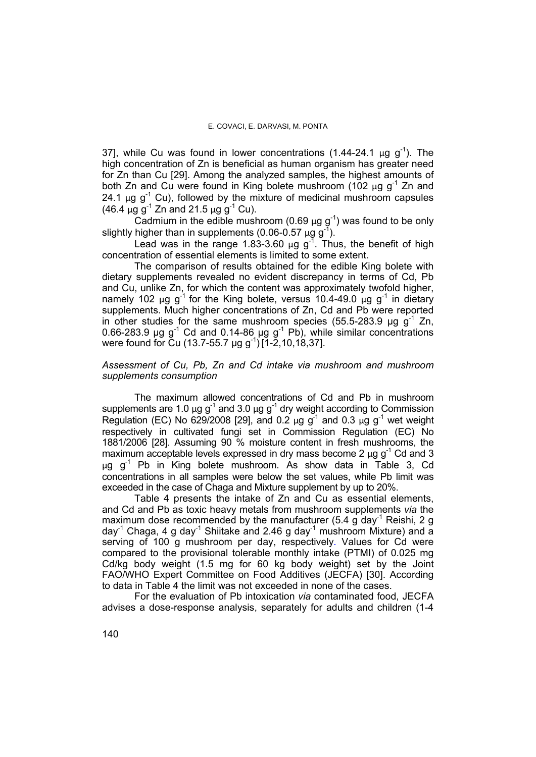37], while Cu was found in lower concentrations (1.44-24.1 μg $g^{-1}$). The high concentration of Zn is beneficial as human organism has greater need for Zn than Cu [29]. Among the analyzed samples, the highest amounts of both Zn and Cu were found in King bolete mushroom (102 μg $g^{-1}$ Zn and 24.1 μg $g^{-1}$ Cu), followed by the mixture of medicinal mushroom capsules (46.4 μg $g^{-1}$ Zn and 21.5 μg $g^{-1}$ Cu).

Cadmium in the edible mushroom (0.69 μg $g^{-1}$) was found to be only slightly higher than in supplements (0.06-0.57 μg $g^{-1}$).

Lead was in the range 1.83-3.60 μg $g^{-1}$. Thus, the benefit of high concentration of essential elements is limited to some extent.

The comparison of results obtained for the edible King bolete with dietary supplements revealed no evident discrepancy in terms of Cd, Pb and Cu, unlike Zn, for which the content was approximately twofold higher, namely 102 μg $g^{-1}$ for the King bolete, versus 10.4-49.0 μg $g^{-1}$ in dietary supplements. Much higher concentrations of Zn, Cd and Pb were reported in other studies for the same mushroom species (55.5-283.9 μg $g^{-1}$ Zn, 0.66-283.9 μg $g^{-1}$ Cd and 0.14-86 μg $g^{-1}$ Pb), while similar concentrations were found for Cu (13.7-55.7 μg $g^{-1}$) [1-2,10,18,37].

### *Assessment of Cu, Pb, Zn and Cd intake via mushroom and mushroom supplements consumption*

The maximum allowed concentrations of Cd and Pb in mushroom supplements are 1.0 μg $g^{-1}$ and 3.0 μg $g^{-1}$ dry weight according to Commission Regulation (EC) No 629/2008 [29], and 0.2 μg $g^{-1}$ and 0.3 μg $g^{-1}$ wet weight respectively in cultivated fungi set in Commission Regulation (EC) No 1881/2006 [28]. Assuming 90 % moisture content in fresh mushrooms, the maximum acceptable levels expressed in dry mass become 2 μg $g^{-1}$ Cd and 3 μg $g^{-1}$ Pb in King bolete mushroom. As show data in Table 3, Cd concentrations in all samples were below the set values, while Pb limit was exceeded in the case of Chaga and Mixture supplement by up to 20%.

Table 4 presents the intake of Zn and Cu as essential elements, and Cd and Pb as toxic heavy metals from mushroom supplements *via* the maximum dose recommended by the manufacturer (5.4 g $day^{-1}$ Reishi, 2 g $day^{-1}$ Chaga, 4 g $day^{-1}$ Shiitake and 2.46 g $day^{-1}$ mushroom Mixture) and a serving of 100 g mushroom per day, respectively. Values for Cd were compared to the provisional tolerable monthly intake (PTMI) of 0.025 mg Cd/kg body weight (1.5 mg for 60 kg body weight) set by the Joint FAO/WHO Expert Committee on Food Additives (JECFA) [30]. According to data in Table 4 the limit was not exceeded in none of the cases.

For the evaluation of Pb intoxication *via* contaminated food, JECFA advises a dose-response analysis, separately for adults and children (1-4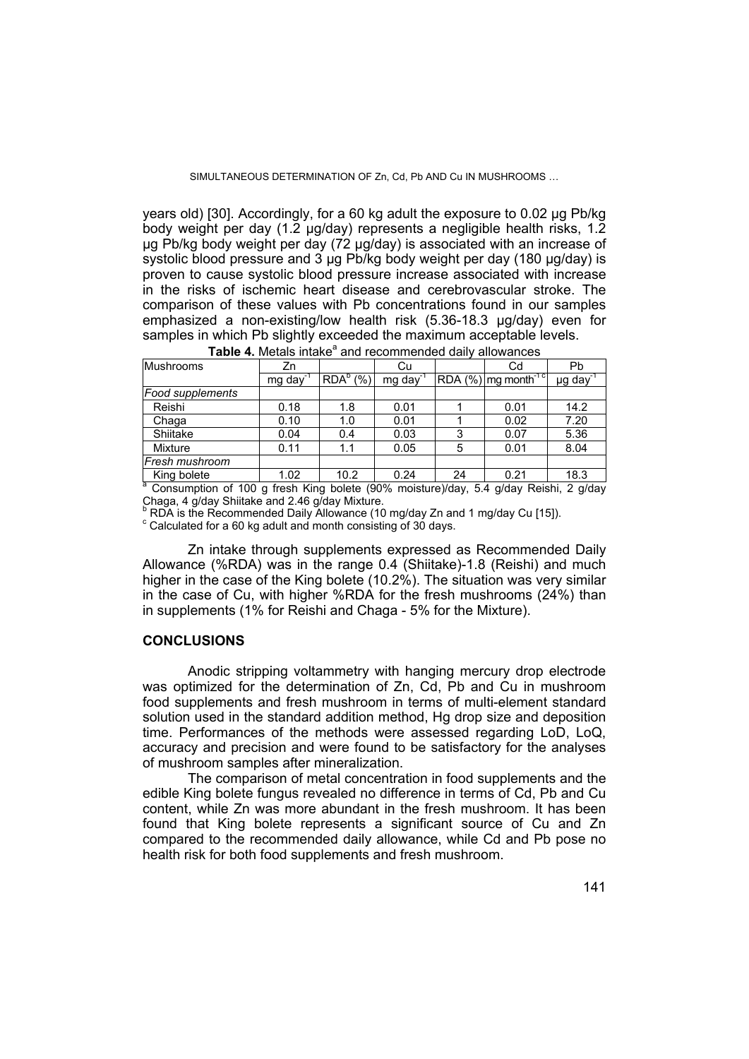years old) [30]. Accordingly, for a 60 kg adult the exposure to 0.02 μg Pb/kg body weight per day (1.2 μg/day) represents a negligible health risks, 1.2 μg Pb/kg body weight per day (72 μg/day) is associated with an increase of systolic blood pressure and 3 μg Pb/kg body weight per day (180 μg/day) is proven to cause systolic blood pressure increase associated with increase in the risks of ischemic heart disease and cerebrovascular stroke. The comparison of these values with Pb concentrations found in our samples emphasized a non-existing/low health risk (5.36-18.3 μg/day) even for samples in which Pb slightly exceeded the maximum acceptable levels.

**Table 4.** Metals intake[a] and recommended daily allowances

| Mushrooms | Zn | | Cu | | Cd | Pb |
|---|---|---|---|---|---|---|
| | mg $day^{-1}$ | RDA[b] (%) | mg $day^{-1}$ | RDA (%) | mg $month^{-1}$ [c] | μg $day^{-1}$ |
| *Food supplements* | | | | | | |
| Reishi | 0.18 | 1.8 | 0.01 | 1 | 0.01 | 14.2 |
| Chaga | 0.10 | 1.0 | 0.01 | 1 | 0.02 | 7.20 |
| Shiitake | 0.04 | 0.4 | 0.03 | 3 | 0.07 | 5.36 |
| Mixture | 0.11 | 1.1 | 0.05 | 5 | 0.01 | 8.04 |
| *Fresh mushroom* | | | | | | |
| King bolete | 1.02 | 10.2 | 0.24 | 24 | 0.21 | 18.3 |

[a] Consumption of 100 g fresh King bolete (90% moisture)/day, 5.4 g/day Reishi, 2 g/day Chaga, 4 g/day Shiitake and 2.46 g/day Mixture.
[b] RDA is the Recommended Daily Allowance (10 mg/day Zn and 1 mg/day Cu [15]).
[c] Calculated for a 60 kg adult and month consisting of 30 days.

Zn intake through supplements expressed as Recommended Daily Allowance (%RDA) was in the range 0.4 (Shiitake)-1.8 (Reishi) and much higher in the case of the King bolete (10.2%). The situation was very similar in the case of Cu, with higher %RDA for the fresh mushrooms (24%) than in supplements (1% for Reishi and Chaga - 5% for the Mixture).

## CONCLUSIONS

Anodic stripping voltammetry with hanging mercury drop electrode was optimized for the determination of Zn, Cd, Pb and Cu in mushroom food supplements and fresh mushroom in terms of multi-element standard solution used in the standard addition method, Hg drop size and deposition time. Performances of the methods were assessed regarding LoD, LoQ, accuracy and precision and were found to be satisfactory for the analyses of mushroom samples after mineralization.

The comparison of metal concentration in food supplements and the edible King bolete fungus revealed no difference in terms of Cd, Pb and Cu content, while Zn was more abundant in the fresh mushroom. It has been found that King bolete represents a significant source of Cu and Zn compared to the recommended daily allowance, while Cd and Pb pose no health risk for both food supplements and fresh mushroom.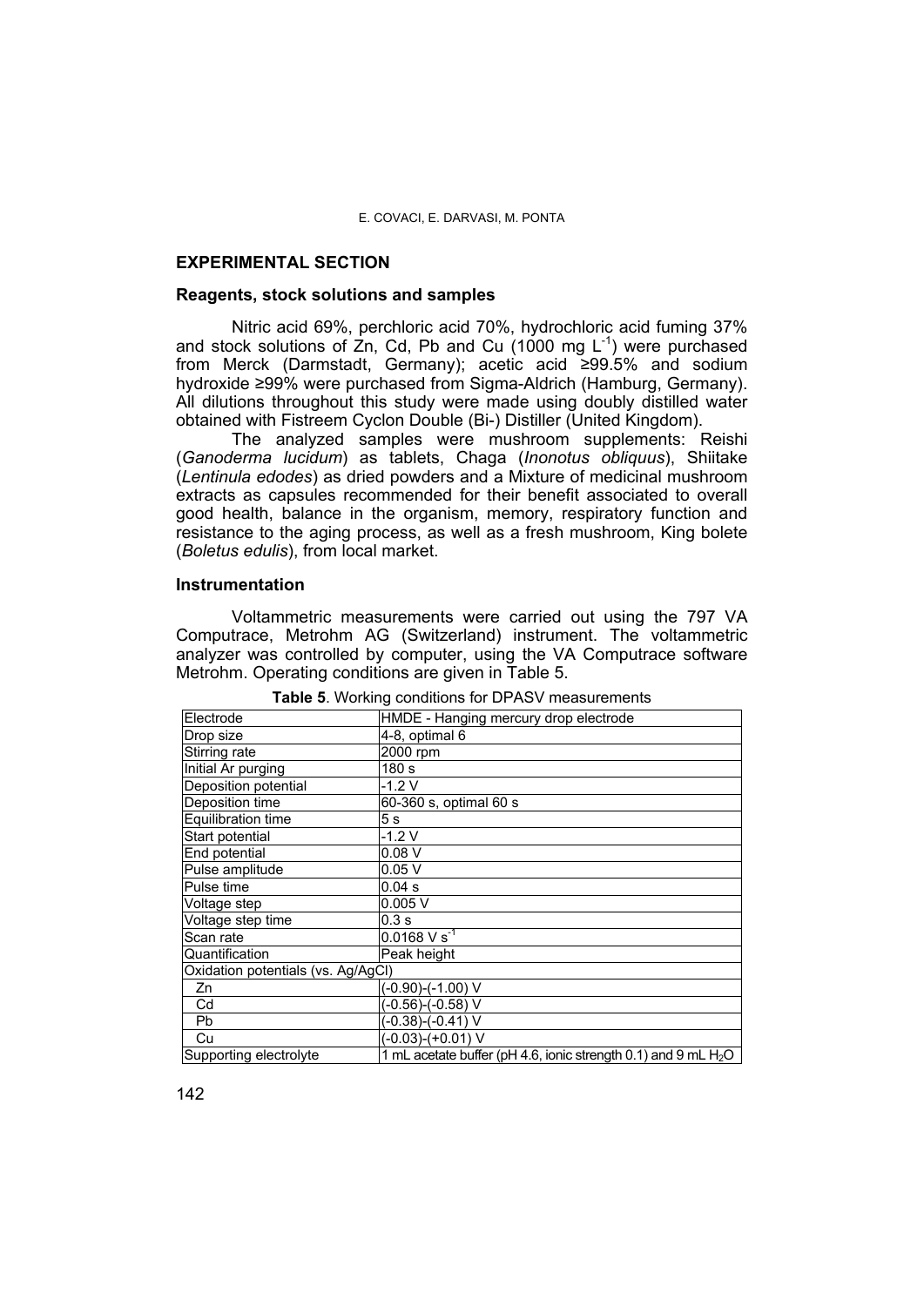## EXPERIMENTAL SECTION

### Reagents, stock solutions and samples

Nitric acid 69%, perchloric acid 70%, hydrochloric acid fuming 37% and stock solutions of Zn, Cd, Pb and Cu (1000 mg $L^{-1}$) were purchased from Merck (Darmstadt, Germany); acetic acid ≥99.5% and sodium hydroxide ≥99% were purchased from Sigma-Aldrich (Hamburg, Germany). All dilutions throughout this study were made using doubly distilled water obtained with Fistreem Cyclon Double (Bi-) Distiller (United Kingdom).

The analyzed samples were mushroom supplements: Reishi (*Ganoderma lucidum*) as tablets, Chaga (*Inonotus obliquus*), Shiitake (*Lentinula edodes*) as dried powders and a Mixture of medicinal mushroom extracts as capsules recommended for their benefit associated to overall good health, balance in the organism, memory, respiratory function and resistance to the aging process, as well as a fresh mushroom, King bolete (*Boletus edulis*), from local market.

### Instrumentation

Voltammetric measurements were carried out using the 797 VA Computrace, Metrohm AG (Switzerland) instrument. The voltammetric analyzer was controlled by computer, using the VA Computrace software Metrohm. Operating conditions are given in Table 5.

**Table 5**. Working conditions for DPASV measurements

| Electrode | HMDE - Hanging mercury drop electrode |
|---|---|
| Drop size | 4-8, optimal 6 |
| Stirring rate | 2000 rpm |
| Initial Ar purging | 180 s |
| Deposition potential | -1.2 V |
| Deposition time | 60-360 s, optimal 60 s |
| Equilibration time | 5 s |
| Start potential | -1.2 V |
| End potential | 0.08 V |
| Pulse amplitude | 0.05 V |
| Pulse time | 0.04 s |
| Voltage step | 0.005 V |
| Voltage step time | 0.3 s |
| Scan rate | 0.0168 V $s^{-1}$ |
| Quantification | Peak height |
| Oxidation potentials (vs. Ag/AgCl) | |
| Zn | (-0.90)-(-1.00) V |
| Cd | (-0.56)-(-0.58) V |
| Pb | (-0.38)-(-0.41) V |
| Cu | (-0.03)-(+0.01) V |
| Supporting electrolyte | 1 mL acetate buffer (pH 4.6, ionic strength 0.1) and 9 mL $H_2O$ |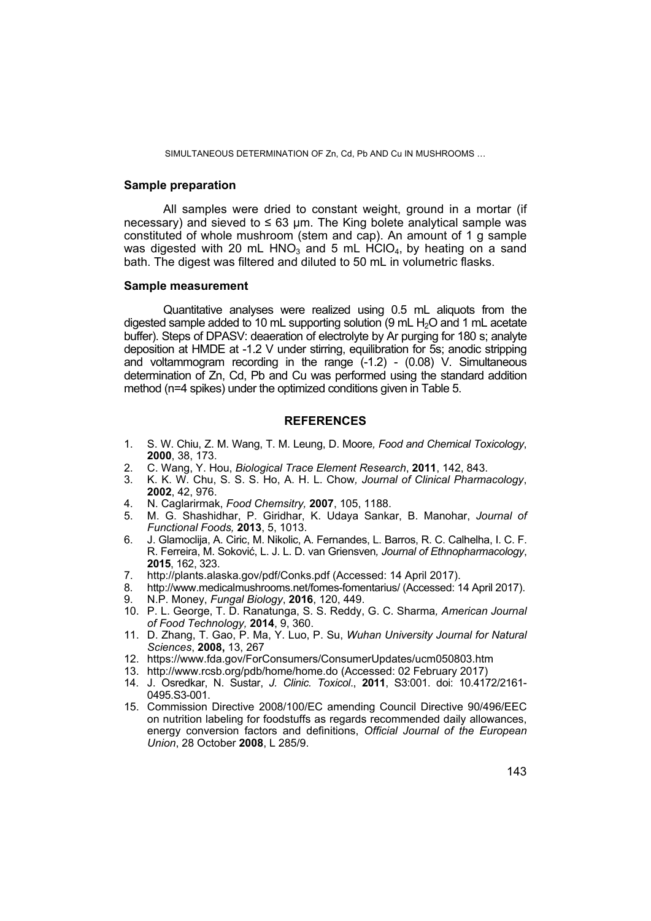## Sample preparation

All samples were dried to constant weight, ground in a mortar (if necessary) and sieved to ≤ 63 μm. The King bolete analytical sample was constituted of whole mushroom (stem and cap). An amount of 1 g sample was digested with 20 mL $HNO_3$ and 5 mL $HClO_4$, by heating on a sand bath. The digest was filtered and diluted to 50 mL in volumetric flasks.

## Sample measurement

Quantitative analyses were realized using 0.5 mL aliquots from the digested sample added to 10 mL supporting solution (9 mL $H_2O$ and 1 mL acetate buffer). Steps of DPASV: deaeration of electrolyte by Ar purging for 180 s; analyte deposition at HMDE at -1.2 V under stirring, equilibration for 5s; anodic stripping and voltammogram recording in the range (-1.2) - (0.08) V. Simultaneous determination of Zn, Cd, Pb and Cu was performed using the standard addition method (n=4 spikes) under the optimized conditions given in Table 5.

## REFERENCES

1. S. W. Chiu, Z. M. Wang, T. M. Leung, D. Moore*, Food and Chemical Toxicology*, **2000**, 38, 173.
2. C. Wang, Y. Hou, *Biological Trace Element Research*, **2011**, 142, 843.
3. K. K. W. Chu, S. S. S. Ho, A. H. L. Chow*, Journal of Clinical Pharmacology*, **2002**, 42, 976.
4. N. Caglarirmak, *Food Chemsitry,* **2007**, 105, 1188.
5. M. G. Shashidhar, P. Giridhar, K. Udaya Sankar, B. Manohar, *Journal of Functional Foods,* **2013**, 5, 1013.
6. J. Glamoclija, A. Ciric, M. Nikolic, A. Fernandes, L. Barros, R. C. Calhelha, I. C. F. R. Ferreira, M. Soković, L. J. L. D. van Griensven*, Journal of Ethnopharmacology*, **2015**, 162, 323.
7. http://plants.alaska.gov/pdf/Conks.pdf (Accessed: 14 April 2017).
8. http://www.medicalmushrooms.net/fomes-fomentarius/ (Accessed: 14 April 2017).
9. N.P. Money, *Fungal Biology*, **2016**, 120, 449.
10. P. L. George, T. D. Ranatunga, S. S. Reddy, G. C. Sharma*, American Journal of Food Technology,* **2014**, 9, 360.
11. D. Zhang, T. Gao, P. Ma, Y. Luo, P. Su, *Wuhan University Journal for Natural Sciences*, **2008,** 13, 267
12. https://www.fda.gov/ForConsumers/ConsumerUpdates/ucm050803.htm
13. http://www.rcsb.org/pdb/home/home.do (Accessed: 02 February 2017)
14. J. Osredkar, N. Sustar, *J. Clinic. Toxicol*., **2011**, S3:001. doi: 10.4172/2161-0495.S3-001.
15. Commission Directive 2008/100/EC amending Council Directive 90/496/EEC on nutrition labeling for foodstuffs as regards recommended daily allowances, energy conversion factors and definitions, *Official Journal of the European Union*, 28 October **2008**, L 285/9.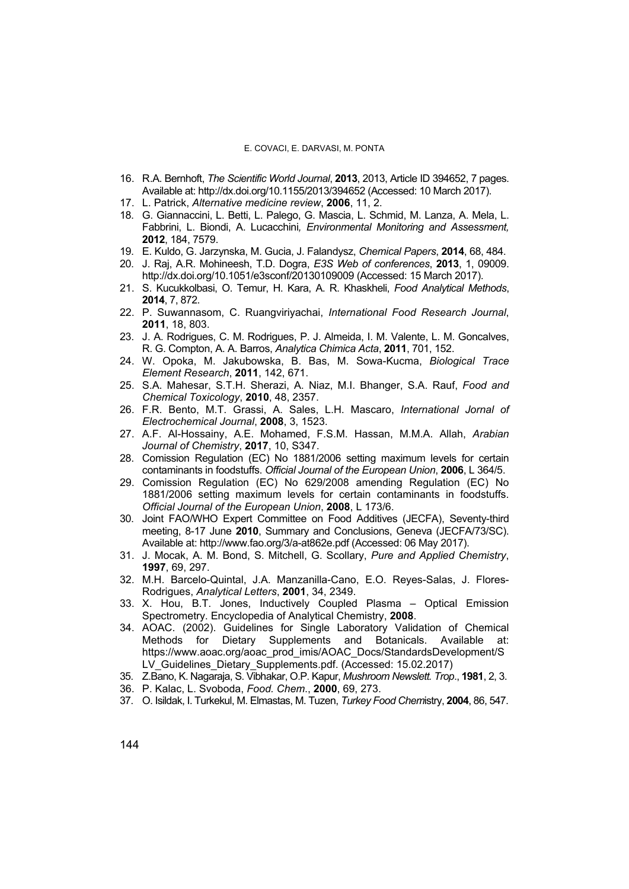16. R.A. Bernhoft, *The Scientific World Journal*, **2013**, 2013, Article ID 394652, 7 pages. Available at: http://dx.doi.org/10.1155/2013/394652 (Accessed: 10 March 2017).
17. L. Patrick, *Alternative medicine review*, **2006**, 11, 2.
18. G. Giannaccini, L. Betti, L. Palego, G. Mascia, L. Schmid, M. Lanza, A. Mela, L. Fabbrini, L. Biondi, A. Lucacchini, *Environmental Monitoring and Assessment,* **2012**, 184, 7579.
19. E. Kuldo, G. Jarzynska, M. Gucia, J. Falandysz, *Chemical Papers*, **2014**, 68, 484.
20. J. Raj, A.R. Mohineesh, T.D. Dogra, *E3S Web of conferences*, **2013**, 1, 09009. http://dx.doi.org/10.1051/e3sconf/20130109009 (Accessed: 15 March 2017).
21. S. Kucukkolbasi, O. Temur, H. Kara, A. R. Khaskheli, *Food Analytical Methods*, **2014**, 7, 872.
22. P. Suwannasom, C. Ruangviriyachai, *International Food Research Journal*, **2011**, 18, 803.
23. J. A. Rodrigues, C. M. Rodrigues, P. J. Almeida, I. M. Valente, L. M. Goncalves, R. G. Compton, A. A. Barros, *Analytica Chimica Acta*, **2011**, 701, 152.
24. W. Opoka, M. Jakubowska, B. Bas, M. Sowa-Kucma, *Biological Trace Element Research*, **2011**, 142, 671.
25. S.A. Mahesar, S.T.H. Sherazi, A. Niaz, M.I. Bhanger, S.A. Rauf, *Food and Chemical Toxicology*, **2010**, 48, 2357.
26. F.R. Bento, M.T. Grassi, A. Sales, L.H. Mascaro, *International Jornal of Electrochemical Journal*, **2008**, 3, 1523.
27. A.F. Al-Hossainy, A.E. Mohamed, F.S.M. Hassan, M.M.A. Allah, *Arabian Journal of Chemistry*, **2017**, 10, S347.
28. Comission Regulation (EC) No 1881/2006 setting maximum levels for certain contaminants in foodstuffs. *Official Journal of the European Union*, **2006**, L 364/5.
29. Comission Regulation (EC) No 629/2008 amending Regulation (EC) No 1881/2006 setting maximum levels for certain contaminants in foodstuffs. *Official Journal of the European Union*, **2008**, L 173/6.
30. Joint FAO/WHO Expert Committee on Food Additives (JECFA), Seventy-third meeting, 8-17 June **2010**, Summary and Conclusions, Geneva (JECFA/73/SC). Available at: http://www.fao.org/3/a-at862e.pdf (Accessed: 06 May 2017).
31. J. Mocak, A. M. Bond, S. Mitchell, G. Scollary, *Pure and Applied Chemistry*, **1997**, 69, 297.
32. M.H. Barcelo-Quintal, J.A. Manzanilla-Cano, E.O. Reyes-Salas, J. Flores-Rodrigues, *Analytical Letters*, **2001**, 34, 2349.
33. X. Hou, B.T. Jones, Inductively Coupled Plasma – Optical Emission Spectrometry. Encyclopedia of Analytical Chemistry, **2008**.
34. AOAC. (2002). Guidelines for Single Laboratory Validation of Chemical Methods for Dietary Supplements and Botanicals. Available at: https://www.aoac.org/aoac_prod_imis/AOAC_Docs/StandardsDevelopment/SLV_Guidelines_Dietary_Supplements.pdf. (Accessed: 15.02.2017)
35. Z.Bano, K. Nagaraja, S. Vibhakar, O.P. Kapur, *Mushroom Newslett. Trop*., **1981**, 2, 3.
36. P. Kalac, L. Svoboda, *Food. Chem*., **2000**, 69, 273.
37. O. Isildak, I. Turkekul, M. Elmastas, M. Tuzen, *Turkey Food Chem*istry, **2004**, 86, 547.